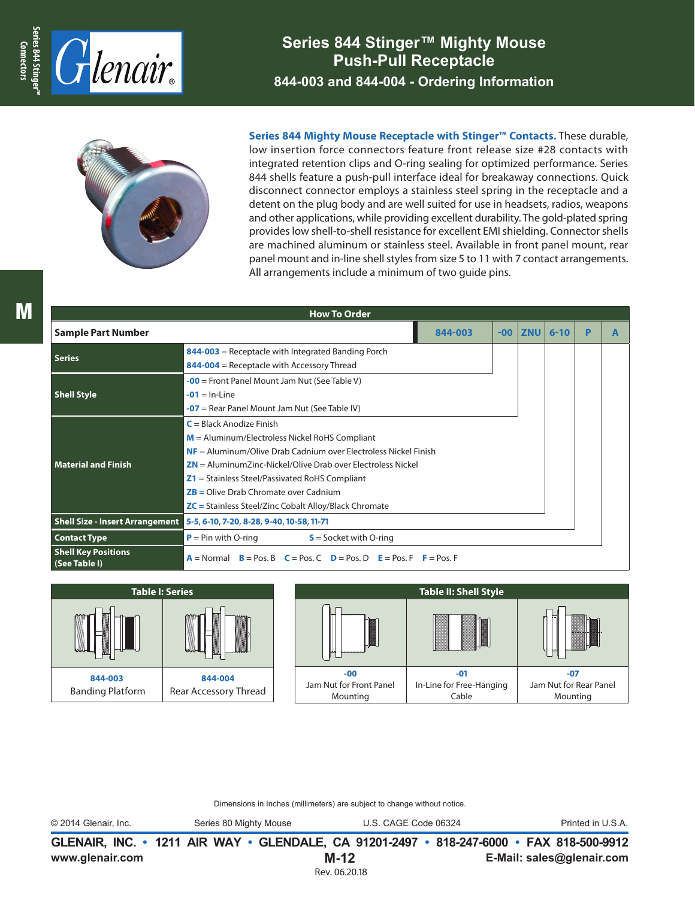# Series 844 Stinger™ Mighty Mouse Push-Pull Receptacle

## 844-003 and 844-004 - Ordering Information

**Series 844 Mighty Mouse Receptacle with Stinger™ Contacts.** These durable, low insertion force connectors feature front release size #28 contacts with integrated retention clips and O-ring sealing for optimized performance. Series 844 shells feature a push-pull interface ideal for breakaway connections. Quick disconnect connector employs a stainless steel spring in the receptacle and a detent on the plug body and are well suited for use in headsets, radios, weapons and other applications, while providing excellent durability. The gold-plated spring provides low shell-to-shell resistance for excellent EMI shielding. Connector shells are machined aluminum or stainless steel. Available in front panel mount, rear panel mount and in-line shell styles from size 5 to 11 with 7 contact arrangements. All arrangements include a minimum of two guide pins.

### How To Order

| Sample Part Number | 844-003 | -00 | ZNU | 6-10 | P | A |
|---|---|---|---|---|---|---|
| **Series** | 844-003 = Receptacle with Integrated Banding Porch<br>844-004 = Receptacle with Accessory Thread | | | | | |
| **Shell Style** | -00 = Front Panel Mount Jam Nut (See Table V)<br>-01 = In-Line<br>-07 = Rear Panel Mount Jam Nut (See Table IV) | | | | | |
| **Material and Finish** | C = Black Anodize Finish<br>M = Aluminum/Electroless Nickel RoHS Compliant<br>NF = Aluminum/Olive Drab Cadnium over Electroless Nickel Finish<br>ZN = AluminumZinc-Nickel/Olive Drab over Electroless Nickel<br>Z1 = Stainless Steel/Passivated RoHS Compliant<br>ZB = Olive Drab Chromate over Cadnium<br>ZC = Stainless Steel/Zinc Cobalt Alloy/Black Chromate | | | | | |
| **Shell Size - Insert Arrangement** | 5-5, 6-10, 7-20, 8-28, 9-40, 10-58, 11-71 | | | | | |
| **Contact Type** | P = Pin with O-ring S = Socket with O-ring | | | | | |
| **Shell Key Positions (See Table I)** | A = Normal B = Pos. B C = Pos. C D = Pos. D E = Pos. F F = Pos. F | | | | | |

### Table I: Series

| 844-003 | 844-004 |
|---|---|
| Banding Platform | Rear Accessory Thread |

### Table II: Shell Style

| -00 | -01 | -07 |
|---|---|---|
| Jam Nut for Front Panel Mounting | In-Line for Free-Hanging Cable | Jam Nut for Rear Panel Mounting |

Dimensions in Inches (millimeters) are subject to change without notice.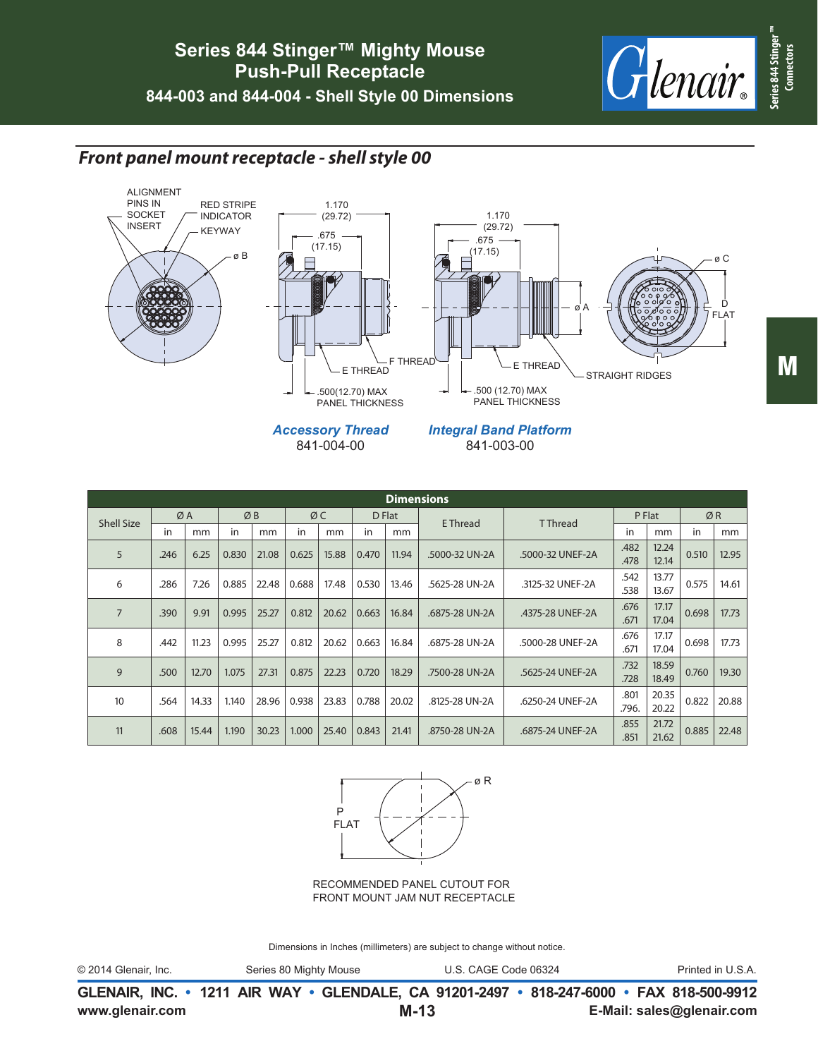# Series 844 Stinger™ Mighty Mouse Push-Pull Receptacle

## 844-003 and 844-004 - Shell Style 00 Dimensions

## *Front panel mount receptacle - shell style 00*

ALIGNMENT PINS IN SOCKET INSERT

RED STRIPE INDICATOR

KEYWAY

ø B

1.170 (29.72)

.675 (17.15)

E THREAD

F THREAD

.500(12.70) MAX PANEL THICKNESS

ø A

ø C

D FLAT

STRAIGHT RIDGES

***Accessory Thread***
841-004-00

***Integral Band Platform***
841-003-00

| Shell Size | Ø A | | Ø B | | Ø C | | D Flat | | E Thread | T Thread | P Flat | | Ø R | |
|---|---|---|---|---|---|---|---|---|---|---|---|---|---|---|
| | in | mm | in | mm | in | mm | in | mm | | | in | mm | in | mm |
| 5 | .246 | 6.25 | 0.830 | 21.08 | 0.625 | 15.88 | 0.470 | 11.94 | .5000-32 UN-2A | .5000-32 UNEF-2A | .482<br>.478 | 12.24<br>12.14 | 0.510 | 12.95 |
| 6 | .286 | 7.26 | 0.885 | 22.48 | 0.688 | 17.48 | 0.530 | 13.46 | .5625-28 UN-2A | .3125-32 UNEF-2A | .542<br>.538 | 13.77<br>13.67 | 0.575 | 14.61 |
| 7 | .390 | 9.91 | 0.995 | 25.27 | 0.812 | 20.62 | 0.663 | 16.84 | .6875-28 UN-2A | .4375-28 UNEF-2A | .676<br>.671 | 17.17<br>17.04 | 0.698 | 17.73 |
| 8 | .442 | 11.23 | 0.995 | 25.27 | 0.812 | 20.62 | 0.663 | 16.84 | .6875-28 UN-2A | .5000-28 UNEF-2A | .676<br>.671 | 17.17<br>17.04 | 0.698 | 17.73 |
| 9 | .500 | 12.70 | 1.075 | 27.31 | 0.875 | 22.23 | 0.720 | 18.29 | .7500-28 UN-2A | .5625-24 UNEF-2A | .732<br>.728 | 18.59<br>18.49 | 0.760 | 19.30 |
| 10 | .564 | 14.33 | 1.140 | 28.96 | 0.938 | 23.83 | 0.788 | 20.02 | .8125-28 UN-2A | .6250-24 UNEF-2A | .801<br>.796. | 20.35<br>20.22 | 0.822 | 20.88 |
| 11 | .608 | 15.44 | 1.190 | 30.23 | 1.000 | 25.40 | 0.843 | 21.41 | .8750-28 UN-2A | .6875-24 UNEF-2A | .855<br>.851 | 21.72<br>21.62 | 0.885 | 22.48 |

ø R

P FLAT

RECOMMENDED PANEL CUTOUT FOR FRONT MOUNT JAM NUT RECEPTACLE

Dimensions in Inches (millimeters) are subject to change without notice.

© 2014 Glenair, Inc. Series 80 Mighty Mouse U.S. CAGE Code 06324 Printed in U.S.A.

**GLENAIR, INC. • 1211 AIR WAY • GLENDALE, CA 91201-2497 • 818-247-6000 • FAX 818-500-9912**
**www.glenair.com** **E-Mail: sales@glenair.com**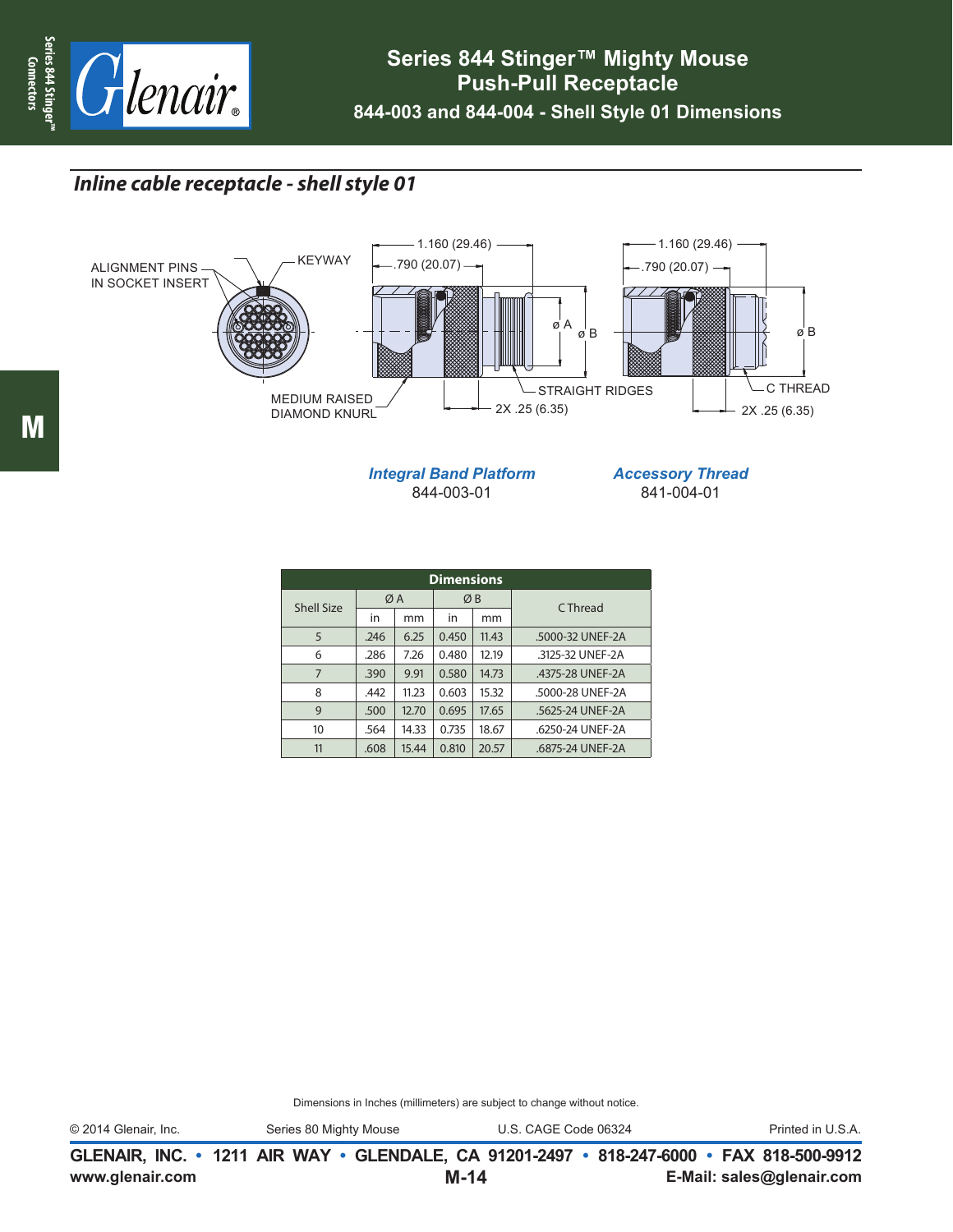# Series 844 Stinger™ Mighty Mouse Push-Pull Receptacle

## 844-003 and 844-004 - Shell Style 01 Dimensions

### *Inline cable receptacle - shell style 01*

ALIGNMENT PINS IN SOCKET INSERT

KEYWAY

MEDIUM RAISED DIAMOND KNURL

1.160 (29.46)

.790 (20.07)

ø A

ø B

STRAIGHT RIDGES

2X .25 (6.35)

C THREAD

***Integral Band Platform***
844-003-01

***Accessory Thread***
841-004-01

| Shell Size | Ø A | | Ø B | | C Thread |
|---|---|---|---|---|---|
| | in | mm | in | mm | |
| 5 | .246 | 6.25 | 0.450 | 11.43 | .5000-32 UNEF-2A |
| 6 | .286 | 7.26 | 0.480 | 12.19 | .3125-32 UNEF-2A |
| 7 | .390 | 9.91 | 0.580 | 14.73 | .4375-28 UNEF-2A |
| 8 | .442 | 11.23 | 0.603 | 15.32 | .5000-28 UNEF-2A |
| 9 | .500 | 12.70 | 0.695 | 17.65 | .5625-24 UNEF-2A |
| 10 | .564 | 14.33 | 0.735 | 18.67 | .6250-24 UNEF-2A |
| 11 | .608 | 15.44 | 0.810 | 20.57 | .6875-24 UNEF-2A |

Dimensions in Inches (millimeters) are subject to change without notice.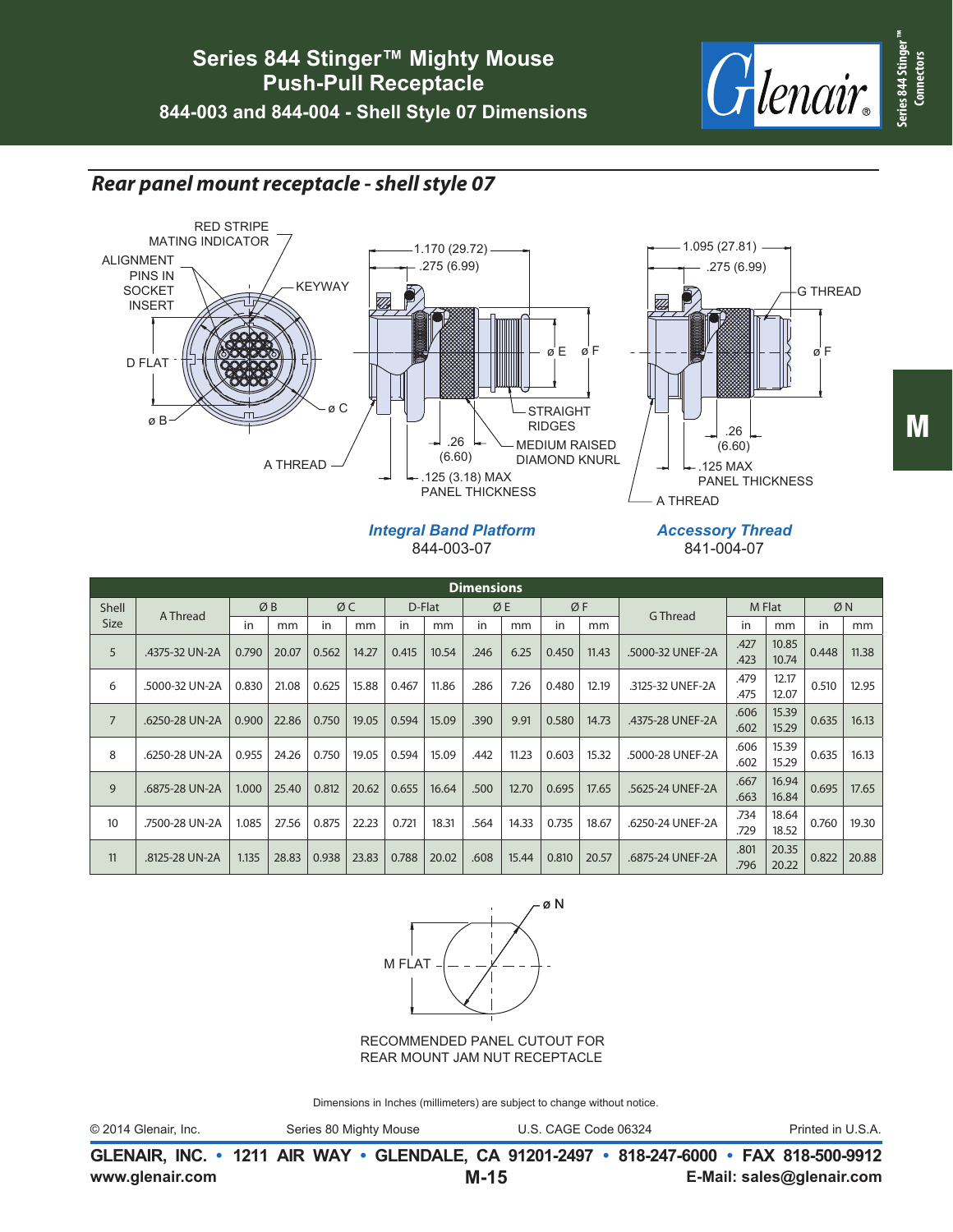# Series 844 Stinger™ Mighty Mouse Push-Pull Receptacle

## 844-003 and 844-004 - Shell Style 07 Dimensions

## *Rear panel mount receptacle - shell style 07*

RED STRIPE MATING INDICATOR
ALIGNMENT PINS IN SOCKET INSERT
KEYWAY
D FLAT
ø B
ø C
A THREAD

1.170 (29.72)
.275 (6.99)
ø E
ø F
STRAIGHT RIDGES
MEDIUM RAISED DIAMOND KNURL
.26 (6.60)
.125 (3.18) MAX PANEL THICKNESS

***Integral Band Platform***
844-003-07

1.095 (27.81)
.275 (6.99)
G THREAD
ø F
.26 (6.60)
.125 MAX PANEL THICKNESS
A THREAD

***Accessory Thread***
841-004-07

**Dimensions**

| Shell Size | A Thread | Ø B | | Ø C | | D-Flat | | Ø E | | Ø F | | G Thread | M Flat | | Ø N | |
|---|---|---|---|---|---|---|---|---|---|---|---|---|---|---|---|---|
| | | in | mm | in | mm | in | mm | in | mm | in | mm | | in | mm | in | mm |
| 5 | .4375-32 UN-2A | 0.790 | 20.07 | 0.562 | 14.27 | 0.415 | 10.54 | .246 | 6.25 | 0.450 | 11.43 | .5000-32 UNEF-2A | .427 .423 | 10.85 10.74 | 0.448 | 11.38 |
| 6 | .5000-32 UN-2A | 0.830 | 21.08 | 0.625 | 15.88 | 0.467 | 11.86 | .286 | 7.26 | 0.480 | 12.19 | .3125-32 UNEF-2A | .479 .475 | 12.17 12.07 | 0.510 | 12.95 |
| 7 | .6250-28 UN-2A | 0.900 | 22.86 | 0.750 | 19.05 | 0.594 | 15.09 | .390 | 9.91 | 0.580 | 14.73 | .4375-28 UNEF-2A | .606 .602 | 15.39 15.29 | 0.635 | 16.13 |
| 8 | .6250-28 UN-2A | 0.955 | 24.26 | 0.750 | 19.05 | 0.594 | 15.09 | .442 | 11.23 | 0.603 | 15.32 | .5000-28 UNEF-2A | .606 .602 | 15.39 15.29 | 0.635 | 16.13 |
| 9 | .6875-28 UN-2A | 1.000 | 25.40 | 0.812 | 20.62 | 0.655 | 16.64 | .500 | 12.70 | 0.695 | 17.65 | .5625-24 UNEF-2A | .667 .663 | 16.94 16.84 | 0.695 | 17.65 |
| 10 | .7500-28 UN-2A | 1.085 | 27.56 | 0.875 | 22.23 | 0.721 | 18.31 | .564 | 14.33 | 0.735 | 18.67 | .6250-24 UNEF-2A | .734 .729 | 18.64 18.52 | 0.760 | 19.30 |
| 11 | .8125-28 UN-2A | 1.135 | 28.83 | 0.938 | 23.83 | 0.788 | 20.02 | .608 | 15.44 | 0.810 | 20.57 | .6875-24 UNEF-2A | .801 .796 | 20.35 20.22 | 0.822 | 20.88 |

ø N
M FLAT

RECOMMENDED PANEL CUTOUT FOR REAR MOUNT JAM NUT RECEPTACLE

Dimensions in Inches (millimeters) are subject to change without notice.